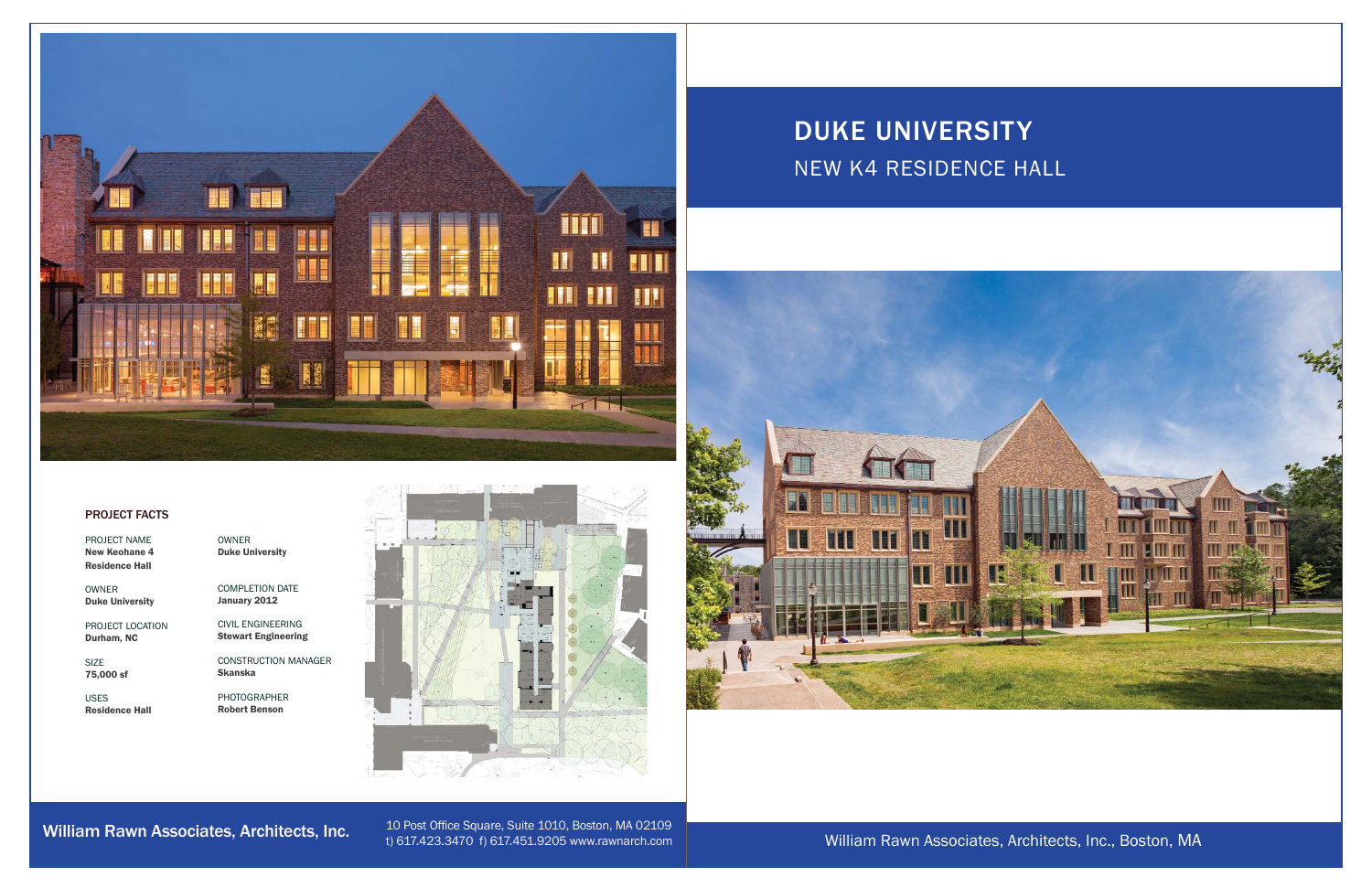# DUKE UNIVERSITY

## NEW K4 RESIDENCE HALL

### PROJECT FACTS

PROJECT NAME
**New Keohane 4 Residence Hall**

OWNER
**Duke University**

PROJECT LOCATION
**Durham, NC**

SIZE
**75,000 sf**

USES
**Residence Hall**

OWNER
**Duke University**

COMPLETION DATE
**January 2012**

CIVIL ENGINEERING
**Stewart Engineering**

CONSTRUCTION MANAGER
**Skanska**

PHOTOGRAPHER
**Robert Benson**

William Rawn Associates, Architects, Inc.

10 Post Office Square, Suite 1010, Boston, MA 02109
t) 617.423.3470 f) 617.451.9205 www.rawnarch.com

William Rawn Associates, Architects, Inc., Boston, MA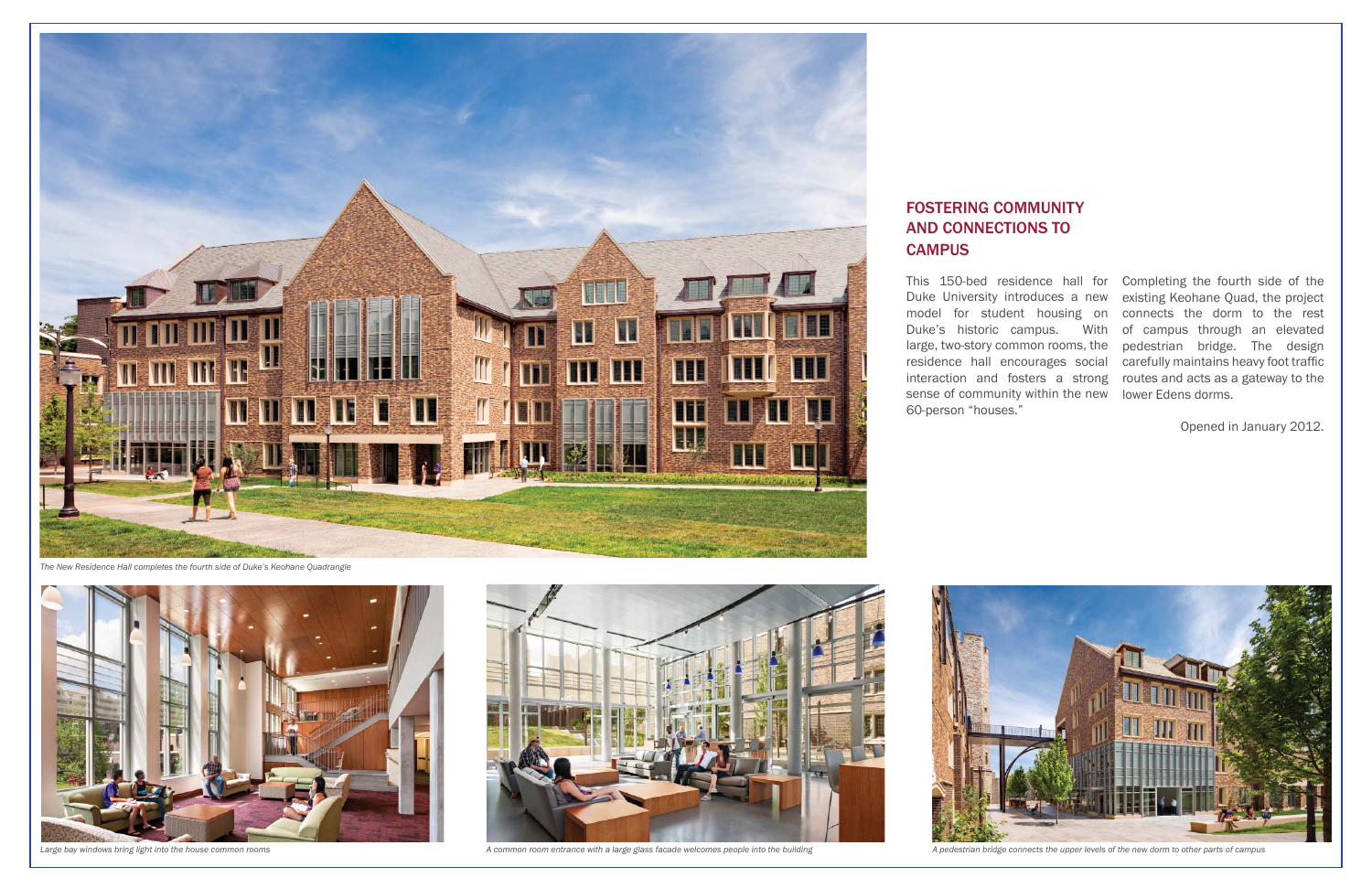## FOSTERING COMMUNITY AND CONNECTIONS TO CAMPUS

This 150-bed residence hall for Duke University introduces a new model for student housing on Duke's historic campus. With large, two-story common rooms, the residence hall encourages social interaction and fosters a strong sense of community within the new 60-person "houses."

Completing the fourth side of the existing Keohane Quad, the project connects the dorm to the rest of campus through an elevated pedestrian bridge. The design carefully maintains heavy foot traffic routes and acts as a gateway to the lower Edens dorms.

Opened in January 2012.

*The New Residence Hall completes the fourth side of Duke's Keohane Quadrangle*

*Large bay windows bring light into the house common rooms*

*A common room entrance with a large glass facade welcomes people into the building*

*A pedestrian bridge connects the upper levels of the new dorm to other parts of campus*